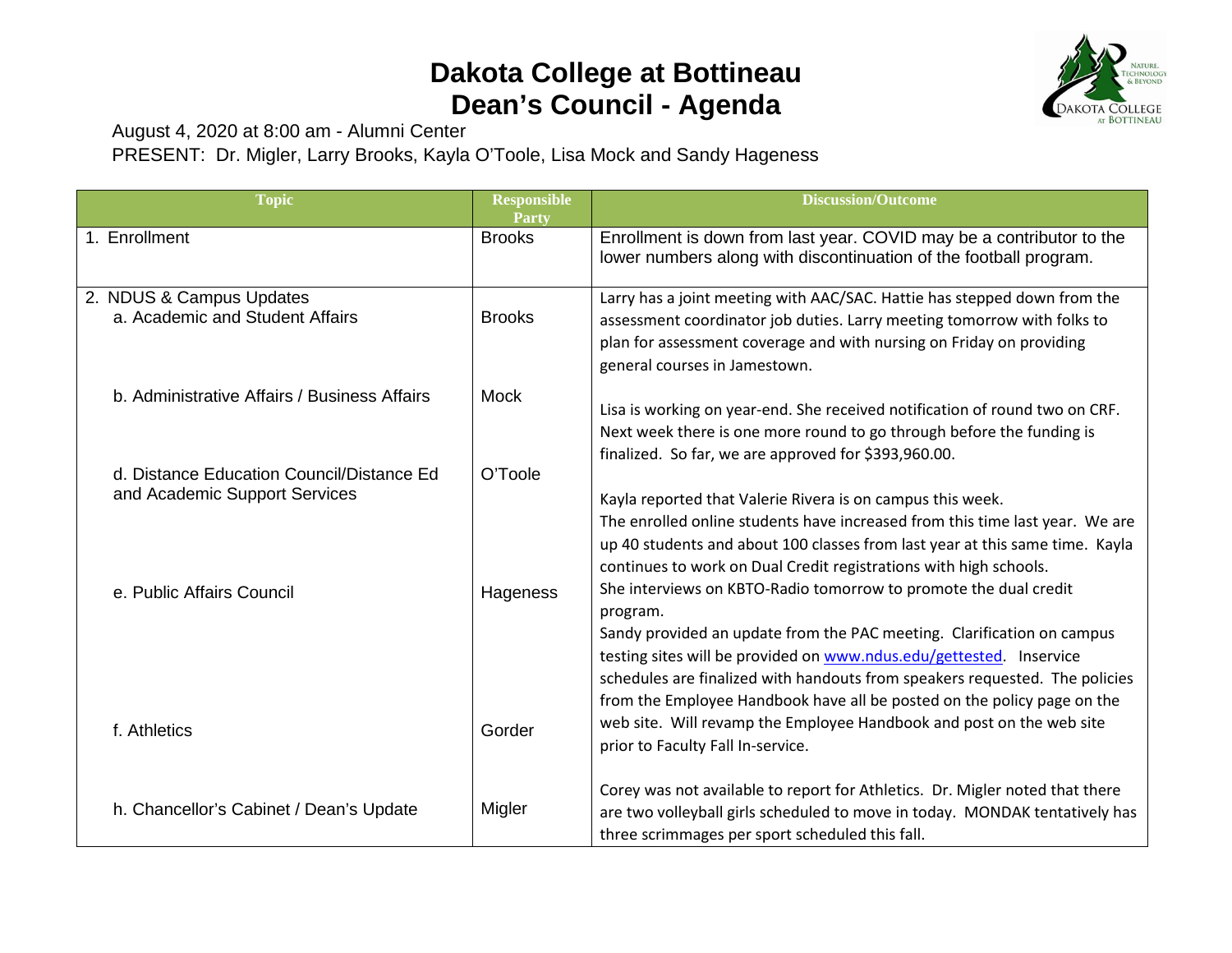# Dakota College at Bottineau
# Dean's Council - Agenda

August 4, 2020 at 8:00 am - Alumni Center
PRESENT: Dr. Migler, Larry Brooks, Kayla O'Toole, Lisa Mock and Sandy Hageness

| Topic | Responsible Party | Discussion/Outcome |
|---|---|---|
| 1. Enrollment | Brooks | Enrollment is down from last year. COVID may be a contributor to the lower numbers along with discontinuation of the football program. |
| 2. NDUS & Campus Updates<br>a. Academic and Student Affairs | Brooks | Larry has a joint meeting with AAC/SAC. Hattie has stepped down from the assessment coordinator job duties. Larry meeting tomorrow with folks to plan for assessment coverage and with nursing on Friday on providing general courses in Jamestown. |
| b. Administrative Affairs / Business Affairs | Mock | Lisa is working on year-end. She received notification of round two on CRF. Next week there is one more round to go through before the funding is finalized. So far, we are approved for $393,960.00. |
| d. Distance Education Council/Distance Ed and Academic Support Services | O'Toole | Kayla reported that Valerie Rivera is on campus this week. The enrolled online students have increased from this time last year. We are up 40 students and about 100 classes from last year at this same time. Kayla continues to work on Dual Credit registrations with high schools. She interviews on KBTO-Radio tomorrow to promote the dual credit program. |
| e. Public Affairs Council | Hageness | Sandy provided an update from the PAC meeting. Clarification on campus testing sites will be provided on www.ndus.edu/gettested. Inservice schedules are finalized with handouts from speakers requested. The policies from the Employee Handbook have all be posted on the policy page on the web site. Will revamp the Employee Handbook and post on the web site prior to Faculty Fall In-service. |
| f. Athletics | Gorder | Corey was not available to report for Athletics. Dr. Migler noted that there are two volleyball girls scheduled to move in today. MONDAK tentatively has three scrimmages per sport scheduled this fall. |
| h. Chancellor's Cabinet / Dean's Update | Migler | |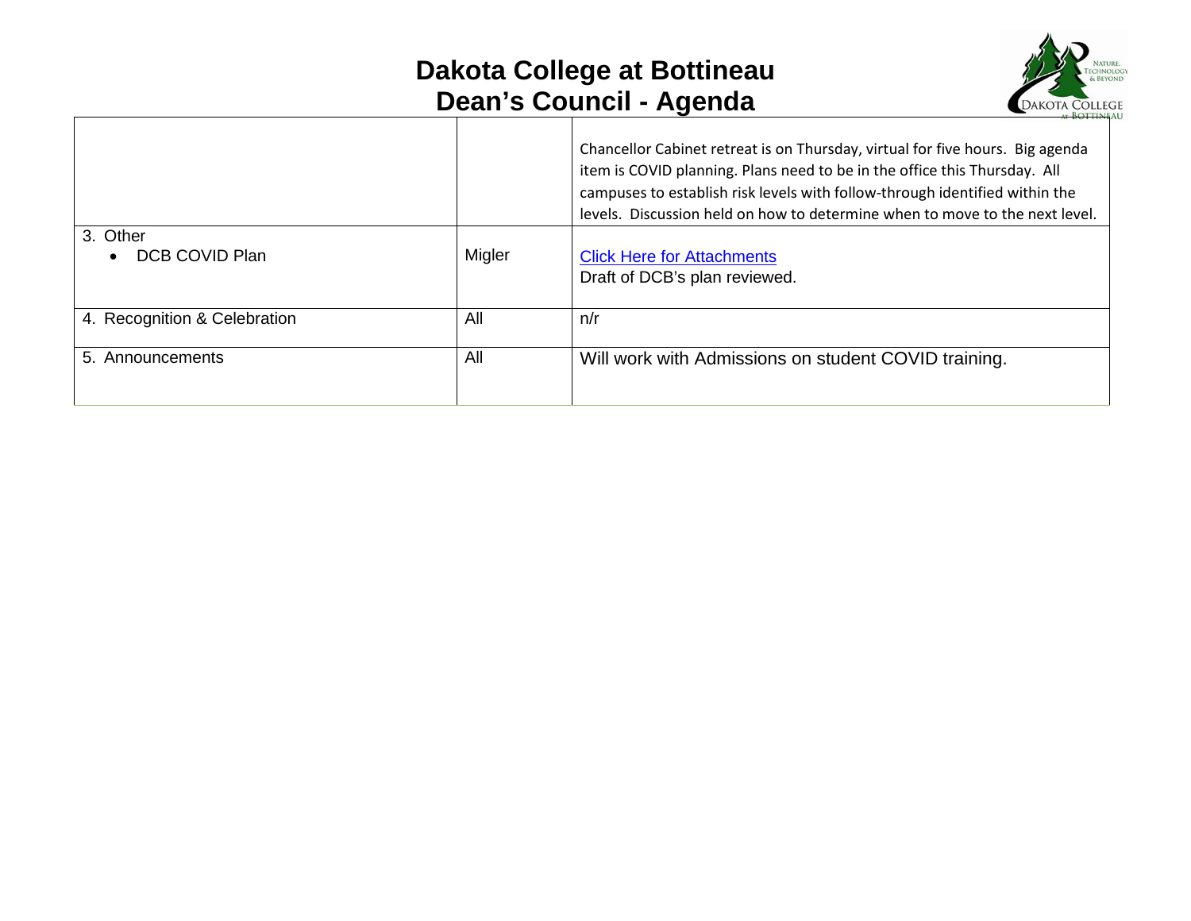# Dakota College at Bottineau
# Dean's Council - Agenda

| | | |
|---|---|---|
| | | Chancellor Cabinet retreat is on Thursday, virtual for five hours. Big agenda item is COVID planning. Plans need to be in the office this Thursday. All campuses to establish risk levels with follow-through identified within the levels. Discussion held on how to determine when to move to the next level. |
| 3. Other<br>• DCB COVID Plan | Migler | Click Here for Attachments<br>Draft of DCB's plan reviewed. |
| 4. Recognition & Celebration | All | n/r |
| 5. Announcements | All | Will work with Admissions on student COVID training. |